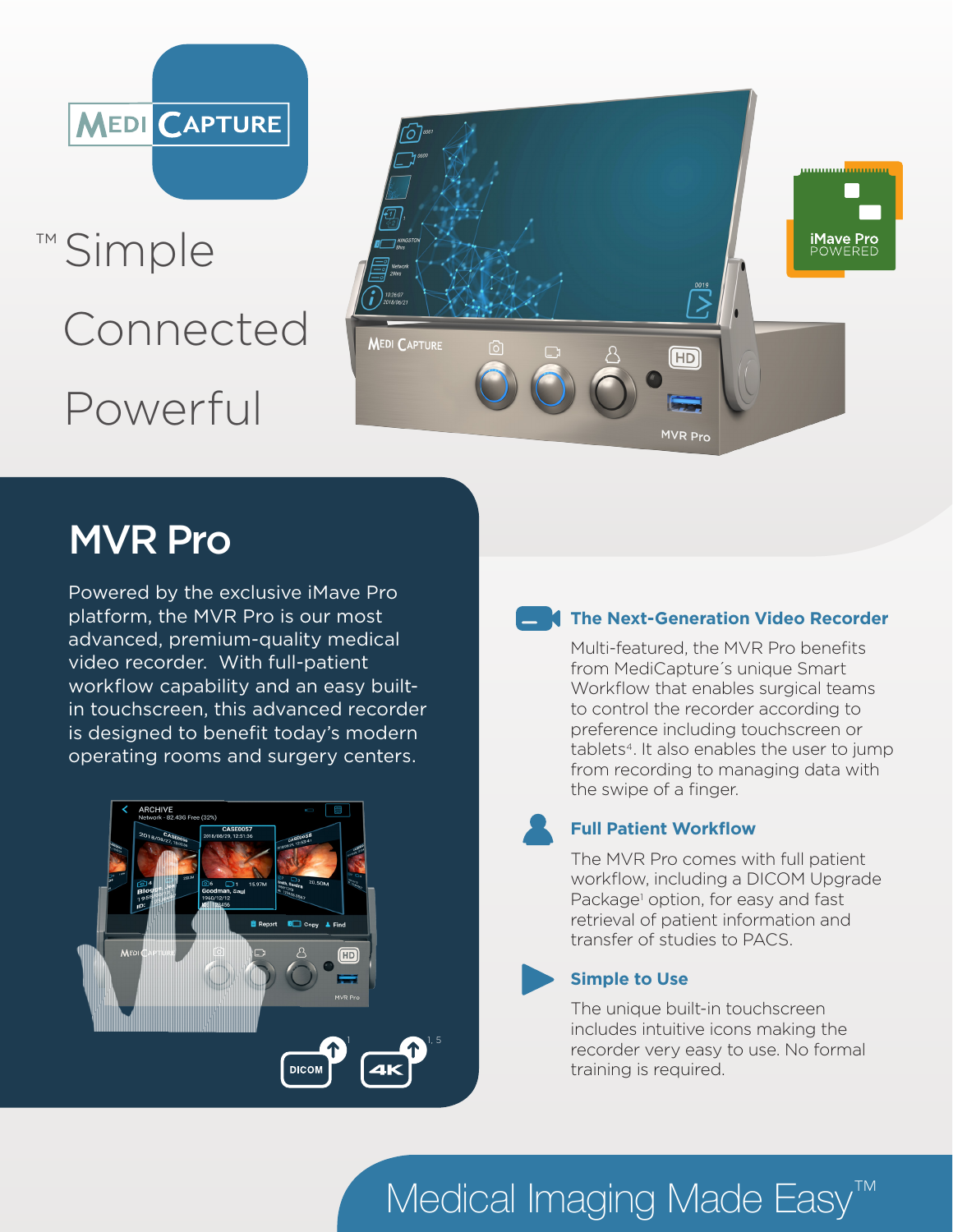# MEDI CAPTURE

™ Simple

Connected

Powerful

iMave Pro POWERED

## MVR Pro

Powered by the exclusive iMave Pro platform, the MVR Pro is our most advanced, premium-quality medical video recorder. With full-patient workflow capability and an easy built-in touchscreen, this advanced recorder is designed to benefit today's modern operating rooms and surgery centers.

DICOM[1] 4K[1, 5]

### The Next-Generation Video Recorder

Multi-featured, the MVR Pro benefits from MediCapture´s unique Smart Workflow that enables surgical teams to control the recorder according to preference including touchscreen or tablets[4]. It also enables the user to jump from recording to managing data with the swipe of a finger.

### Full Patient Workflow

The MVR Pro comes with full patient workflow, including a DICOM Upgrade Package[1] option, for easy and fast retrieval of patient information and transfer of studies to PACS.

### Simple to Use

The unique built-in touchscreen includes intuitive icons making the recorder very easy to use. No formal training is required.

Medical Imaging Made Easy™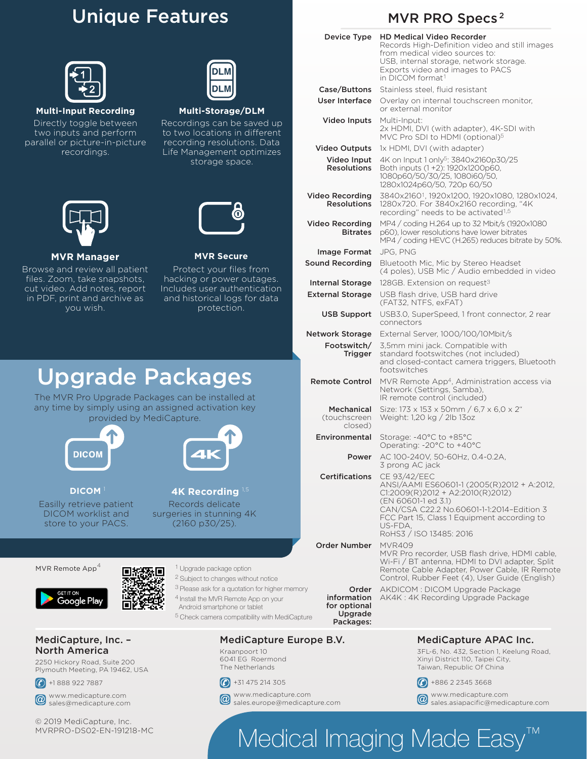# Unique Features

### Multi-Input Recording

Directly toggle between two inputs and perform parallel or picture-in-picture recordings.

### Multi-Storage/DLM

Recordings can be saved up to two locations in different recording resolutions. Data Life Management optimizes storage space.

### MVR Manager

Browse and review all patient files. Zoom, take snapshots, cut video. Add notes, report in PDF, print and archive as you wish.

### MVR Secure

Protect your files from hacking or power outages. Includes user authentication and historical logs for data protection.

# Upgrade Packages

The MVR Pro Upgrade Packages can be installed at any time by simply using an assigned activation key provided by MediCapture.

### DICOM [1]

Easily retrieve patient DICOM worklist and store to your PACS.

### 4K Recording [1,5]

Records delicate surgeries in stunning 4K (2160 p30/25).

MVR Remote App[4]

GET IT ON Google Play

[1] Upgrade package option
[2] Subject to changes without notice
[3] Please ask for a quotation for higher memory
[4] Install the MVR Remote App on your Android smartphone or tablet
[5] Check camera compatibility with MediCapture

## MVR PRO Specs [2]

| | |
|---|---|
| **Device Type** | **HD Medical Video Recorder**<br>Records High-Definition video and still images from medical video sources to: USB, internal storage, network storage. Exports video and images to PACS in DICOM format[1] |
| **Case/Buttons** | Stainless steel, fluid resistant |
| **User Interface** | Overlay on internal touchscreen monitor, or external monitor |
| **Video Inputs** | Multi-Input:<br>2x HDMI, DVI (with adapter), 4K-SDI with MVC Pro SDI to HDMI (optional)[5] |
| **Video Outputs** | 1x HDMI, DVI (with adapter) |
| **Video Input Resolutions** | 4K on Input 1 only[5]: 3840x2160p30/25<br>Both inputs (1 +2): 1920x1200p60, 1080p60/50/30/25, 1080i60/50, 1280x1024p60/50, 720p 60/50 |
| **Video Recording Resolutions** | 3840x2160[1], 1920x1200, 1920x1080, 1280x1024, 1280x720. For 3840x2160 recording, "4K recording" needs to be activated[1,5] |
| **Video Recording Bitrates** | MP4 / coding H.264 up to 32 Mbit/s (1920x1080 p60), lower resolutions have lower bitrates<br>MP4 / coding HEVC (H.265) reduces bitrate by 50%. |
| **Image Format** | JPG, PNG |
| **Sound Recording** | Bluetooth Mic, Mic by Stereo Headset (4 poles), USB Mic / Audio embedded in video |
| **Internal Storage** | 128GB. Extension on request[3] |
| **External Storage** | USB flash drive, USB hard drive (FAT32, NTFS, exFAT) |
| **USB Support** | USB3.0, SuperSpeed, 1 front connector, 2 rear connectors |
| **Network Storage** | External Server, 1000/100/10Mbit/s |
| **Footswitch/ Trigger** | 3,5mm mini jack. Compatible with standard footswitches (not included) and closed-contact camera triggers, Bluetooth footswitches |
| **Remote Control** | MVR Remote App[4], Administration access via Network (Settings, Samba), IR remote control (included) |
| **Mechanical** (touchscreen closed) | Size: 173 x 153 x 50mm / 6,7 x 6,0 x 2"<br>Weight: 1,20 kg / 2lb 13oz |
| **Environmental** | Storage: -40°C to +85°C<br>Operating: -20°C to +40°C |
| **Power** | AC 100-240V, 50-60Hz, 0.4-0.2A, 3 prong AC jack |
| **Certifications** | CE 93/42/EEC<br>ANSI/AAMI ES60601-1 (2005(R)2012 + A:2012, C1:2009(R)2012 + A2:2010(R)2012)<br>(EN 60601-1 ed 3.1)<br>CAN/CSA C22.2 No.60601-1-1:2014–Edition 3<br>FCC Part 15, Class 1 Equipment according to US-FDA,<br>RoHS3 / ISO 13485: 2016 |
| **Order Number** | MVR409<br>MVR Pro recorder, USB flash drive, HDMI cable, Wi-Fi / BT antenna, HDMI to DVI adapter, Split Remote Cable Adapter, Power Cable, IR Remote Control, Rubber Feet (4), User Guide (English) |
| **Order information for optional Upgrade Packages:** | AKDICOM : DICOM Upgrade Package<br>AK4K : 4K Recording Upgrade Package |

### MediCapture, Inc. – North America

2250 Hickory Road, Suite 200
Plymouth Meeting, PA 19462, USA

+1 888 922 7887

www.medicapture.com
sales@medicapture.com

### MediCapture Europe B.V.

Kraanpoort 10
6041 EG Roermond
The Netherlands

+31 475 214 305

www.medicapture.com
sales.europe@medicapture.com

### MediCapture APAC Inc.

3FL-6, No. 432, Section 1, Keelung Road, Xinyi District 110, Taipei City, Taiwan, Republic Of China

+886 2 2345 3668

www.medicapture.com
sales.asiapacific@medicapture.com

© 2019 MediCapture, Inc.
MVRPRO-DS02-EN-191218-MC

Medical Imaging Made Easy™